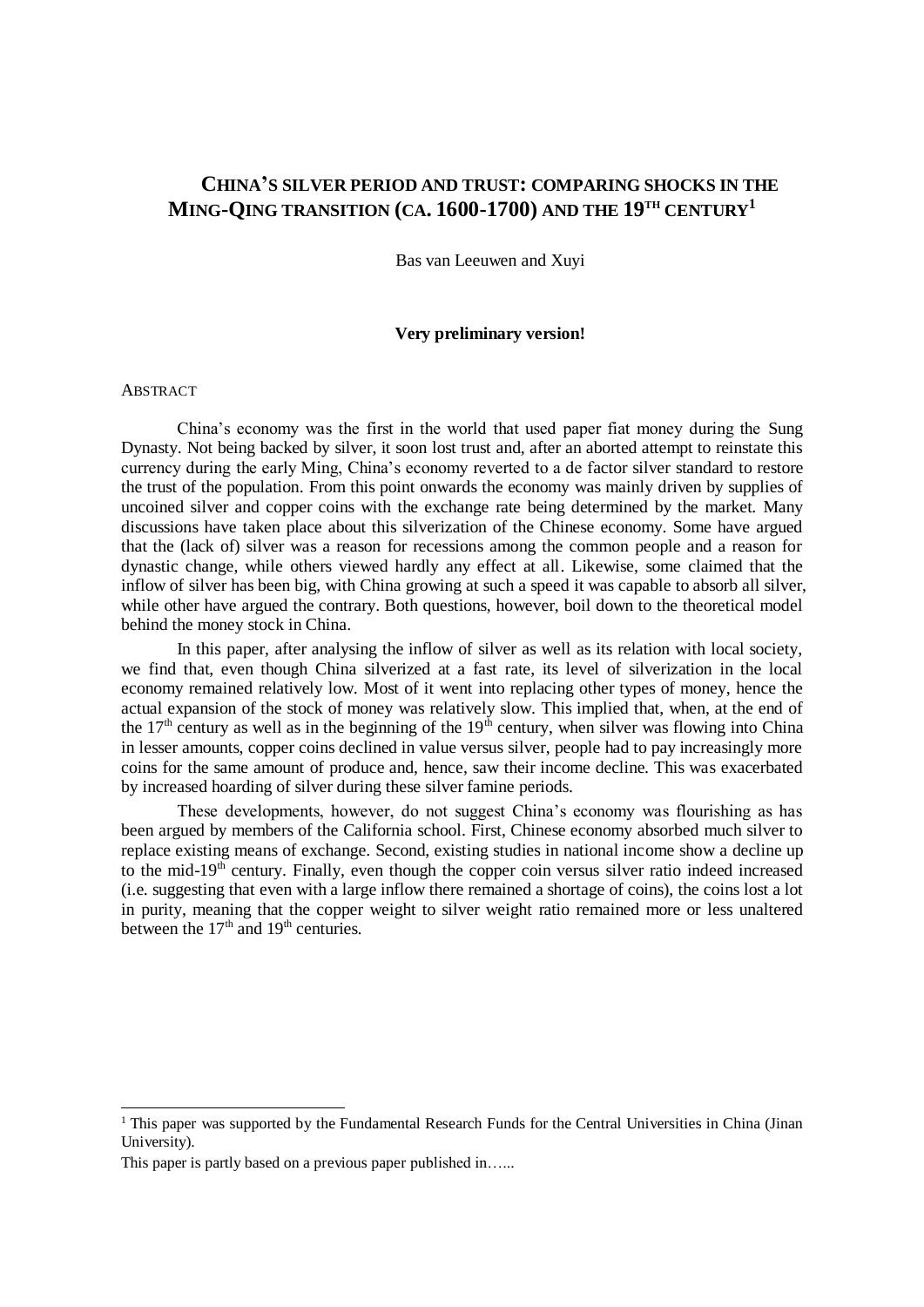# CHINA'S SILVER PERIOD AND TRUST: COMPARING SHOCKS IN THE MING-QING TRANSITION (CA. 1600-1700) AND THE 19TH CENTURY[1]

Bas van Leeuwen and Xuyi

**Very preliminary version!**

ABSTRACT

China's economy was the first in the world that used paper fiat money during the Sung Dynasty. Not being backed by silver, it soon lost trust and, after an aborted attempt to reinstate this currency during the early Ming, China's economy reverted to a de factor silver standard to restore the trust of the population. From this point onwards the economy was mainly driven by supplies of uncoined silver and copper coins with the exchange rate being determined by the market. Many discussions have taken place about this silverization of the Chinese economy. Some have argued that the (lack of) silver was a reason for recessions among the common people and a reason for dynastic change, while others viewed hardly any effect at all. Likewise, some claimed that the inflow of silver has been big, with China growing at such a speed it was capable to absorb all silver, while other have argued the contrary. Both questions, however, boil down to the theoretical model behind the money stock in China.

In this paper, after analysing the inflow of silver as well as its relation with local society, we find that, even though China silverized at a fast rate, its level of silverization in the local economy remained relatively low. Most of it went into replacing other types of money, hence the actual expansion of the stock of money was relatively slow. This implied that, when, at the end of the 17th century as well as in the beginning of the 19th century, when silver was flowing into China in lesser amounts, copper coins declined in value versus silver, people had to pay increasingly more coins for the same amount of produce and, hence, saw their income decline. This was exacerbated by increased hoarding of silver during these silver famine periods.

These developments, however, do not suggest China's economy was flourishing as has been argued by members of the California school. First, Chinese economy absorbed much silver to replace existing means of exchange. Second, existing studies in national income show a decline up to the mid-19th century. Finally, even though the copper coin versus silver ratio indeed increased (i.e. suggesting that even with a large inflow there remained a shortage of coins), the coins lost a lot in purity, meaning that the copper weight to silver weight ratio remained more or less unaltered between the 17th and 19th centuries.

---

[1] This paper was supported by the Fundamental Research Funds for the Central Universities in China (Jinan University).

This paper is partly based on a previous paper published in…...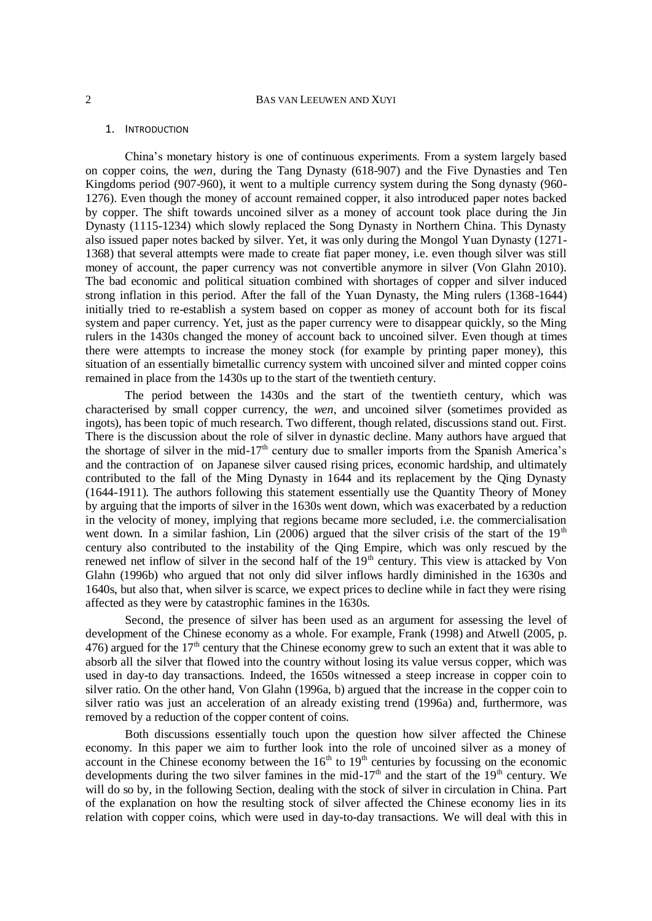## 1. Introduction

China's monetary history is one of continuous experiments. From a system largely based on copper coins, the *wen*, during the Tang Dynasty (618-907) and the Five Dynasties and Ten Kingdoms period (907-960), it went to a multiple currency system during the Song dynasty (960-1276). Even though the money of account remained copper, it also introduced paper notes backed by copper. The shift towards uncoined silver as a money of account took place during the Jin Dynasty (1115-1234) which slowly replaced the Song Dynasty in Northern China. This Dynasty also issued paper notes backed by silver. Yet, it was only during the Mongol Yuan Dynasty (1271-1368) that several attempts were made to create fiat paper money, i.e. even though silver was still money of account, the paper currency was not convertible anymore in silver (Von Glahn 2010). The bad economic and political situation combined with shortages of copper and silver induced strong inflation in this period. After the fall of the Yuan Dynasty, the Ming rulers (1368-1644) initially tried to re-establish a system based on copper as money of account both for its fiscal system and paper currency. Yet, just as the paper currency were to disappear quickly, so the Ming rulers in the 1430s changed the money of account back to uncoined silver. Even though at times there were attempts to increase the money stock (for example by printing paper money), this situation of an essentially bimetallic currency system with uncoined silver and minted copper coins remained in place from the 1430s up to the start of the twentieth century.

The period between the 1430s and the start of the twentieth century, which was characterised by small copper currency, the *wen*, and uncoined silver (sometimes provided as ingots), has been topic of much research. Two different, though related, discussions stand out. First. There is the discussion about the role of silver in dynastic decline. Many authors have argued that the shortage of silver in the mid-17th century due to smaller imports from the Spanish America's and the contraction of on Japanese silver caused rising prices, economic hardship, and ultimately contributed to the fall of the Ming Dynasty in 1644 and its replacement by the Qing Dynasty (1644-1911). The authors following this statement essentially use the Quantity Theory of Money by arguing that the imports of silver in the 1630s went down, which was exacerbated by a reduction in the velocity of money, implying that regions became more secluded, i.e. the commercialisation went down. In a similar fashion, Lin (2006) argued that the silver crisis of the start of the 19th century also contributed to the instability of the Qing Empire, which was only rescued by the renewed net inflow of silver in the second half of the 19th century. This view is attacked by Von Glahn (1996b) who argued that not only did silver inflows hardly diminished in the 1630s and 1640s, but also that, when silver is scarce, we expect prices to decline while in fact they were rising affected as they were by catastrophic famines in the 1630s.

Second, the presence of silver has been used as an argument for assessing the level of development of the Chinese economy as a whole. For example, Frank (1998) and Atwell (2005, p. 476) argued for the 17th century that the Chinese economy grew to such an extent that it was able to absorb all the silver that flowed into the country without losing its value versus copper, which was used in day-to day transactions. Indeed, the 1650s witnessed a steep increase in copper coin to silver ratio. On the other hand, Von Glahn (1996a, b) argued that the increase in the copper coin to silver ratio was just an acceleration of an already existing trend (1996a) and, furthermore, was removed by a reduction of the copper content of coins.

Both discussions essentially touch upon the question how silver affected the Chinese economy. In this paper we aim to further look into the role of uncoined silver as a money of account in the Chinese economy between the 16th to 19th centuries by focussing on the economic developments during the two silver famines in the mid-17th and the start of the 19th century. We will do so by, in the following Section, dealing with the stock of silver in circulation in China. Part of the explanation on how the resulting stock of silver affected the Chinese economy lies in its relation with copper coins, which were used in day-to-day transactions. We will deal with this in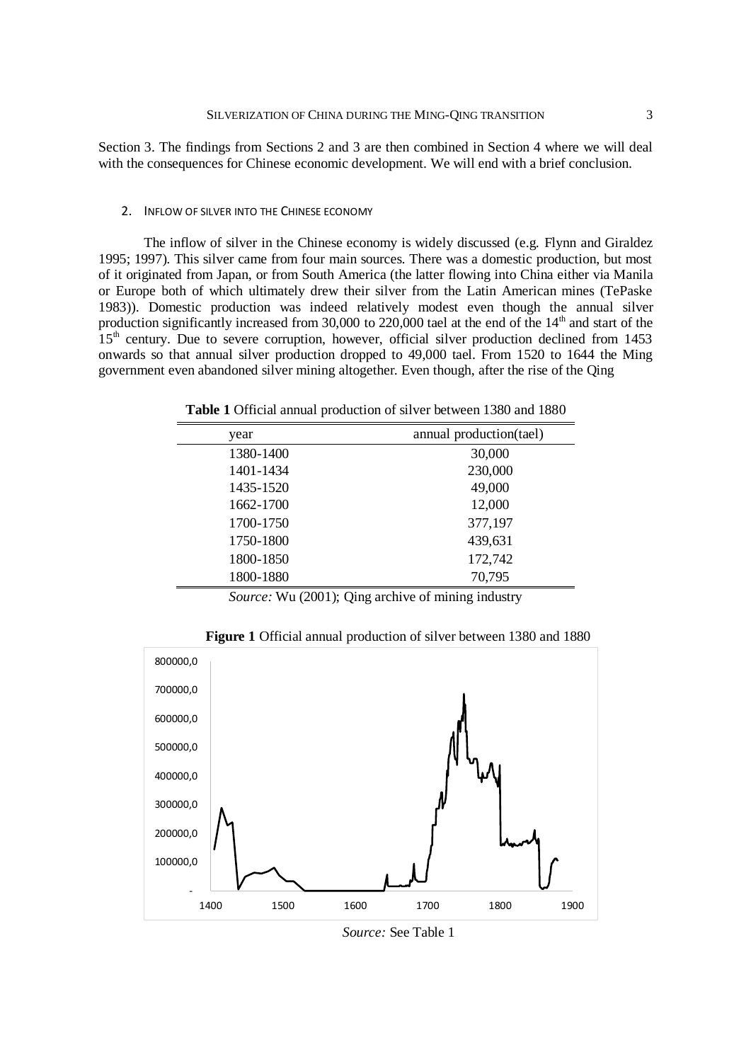Section 3. The findings from Sections 2 and 3 are then combined in Section 4 where we will deal with the consequences for Chinese economic development. We will end with a brief conclusion.

## 2. Inflow of silver into the Chinese economy

The inflow of silver in the Chinese economy is widely discussed (e.g. Flynn and Giraldez 1995; 1997). This silver came from four main sources. There was a domestic production, but most of it originated from Japan, or from South America (the latter flowing into China either via Manila or Europe both of which ultimately drew their silver from the Latin American mines (TePaske 1983)). Domestic production was indeed relatively modest even though the annual silver production significantly increased from 30,000 to 220,000 tael at the end of the 14th and start of the 15th century. Due to severe corruption, however, official silver production declined from 1453 onwards so that annual silver production dropped to 49,000 tael. From 1520 to 1644 the Ming government even abandoned silver mining altogether. Even though, after the rise of the Qing

**Table 1** Official annual production of silver between 1380 and 1880

| year | annual production(tael) |
|---|---|
| 1380-1400 | 30,000 |
| 1401-1434 | 230,000 |
| 1435-1520 | 49,000 |
| 1662-1700 | 12,000 |
| 1700-1750 | 377,197 |
| 1750-1800 | 439,631 |
| 1800-1850 | 172,742 |
| 1800-1880 | 70,795 |

*Source:* Wu (2001); Qing archive of mining industry

**Figure 1** Official annual production of silver between 1380 and 1880

*Source:* See Table 1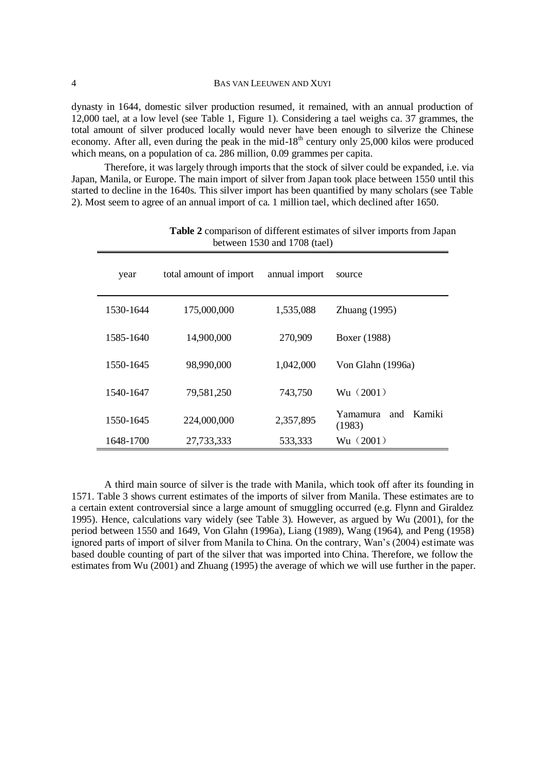dynasty in 1644, domestic silver production resumed, it remained, with an annual production of 12,000 tael, at a low level (see Table 1, Figure 1). Considering a tael weighs ca. 37 grammes, the total amount of silver produced locally would never have been enough to silverize the Chinese economy. After all, even during the peak in the mid-18th century only 25,000 kilos were produced which means, on a population of ca. 286 million, 0.09 grammes per capita.

Therefore, it was largely through imports that the stock of silver could be expanded, i.e. via Japan, Manila, or Europe. The main import of silver from Japan took place between 1550 until this started to decline in the 1640s. This silver import has been quantified by many scholars (see Table 2). Most seem to agree of an annual import of ca. 1 million tael, which declined after 1650.

**Table 2** comparison of different estimates of silver imports from Japan between 1530 and 1708 (tael)

| year | total amount of import | annual import | source |
|---|---|---|---|
| 1530-1644 | 175,000,000 | 1,535,088 | Zhuang (1995) |
| 1585-1640 | 14,900,000 | 270,909 | Boxer (1988) |
| 1550-1645 | 98,990,000 | 1,042,000 | Von Glahn (1996a) |
| 1540-1647 | 79,581,250 | 743,750 | Wu（2001） |
| 1550-1645 | 224,000,000 | 2,357,895 | Yamamura and Kamiki (1983) |
| 1648-1700 | 27,733,333 | 533,333 | Wu（2001） |

A third main source of silver is the trade with Manila, which took off after its founding in 1571. Table 3 shows current estimates of the imports of silver from Manila. These estimates are to a certain extent controversial since a large amount of smuggling occurred (e.g. Flynn and Giraldez 1995). Hence, calculations vary widely (see Table 3). However, as argued by Wu (2001), for the period between 1550 and 1649, Von Glahn (1996a), Liang (1989), Wang (1964), and Peng (1958) ignored parts of import of silver from Manila to China. On the contrary, Wan's (2004) estimate was based double counting of part of the silver that was imported into China. Therefore, we follow the estimates from Wu (2001) and Zhuang (1995) the average of which we will use further in the paper.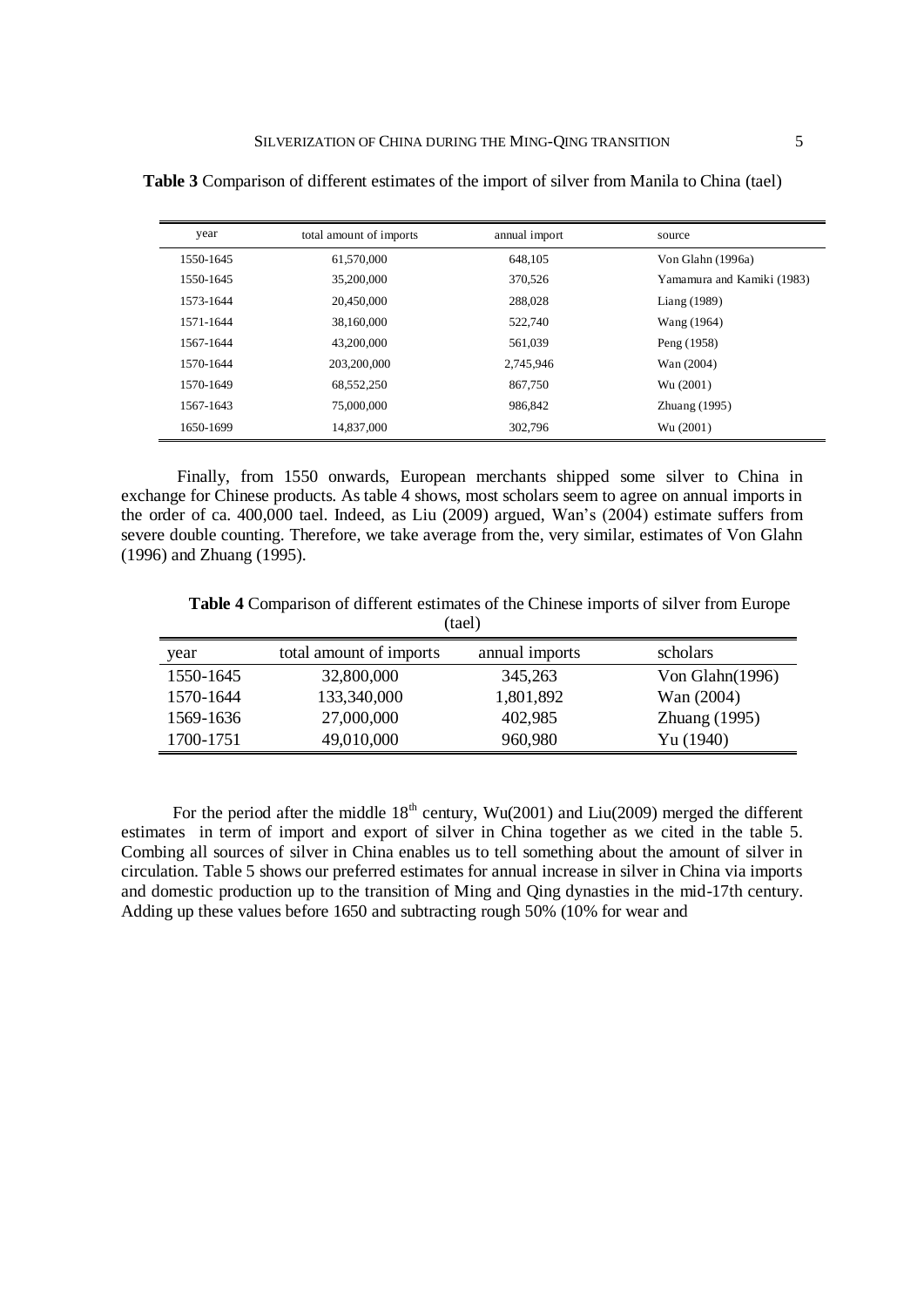**Table 3** Comparison of different estimates of the import of silver from Manila to China (tael)

| year | total amount of imports | annual import | source |
|---|---|---|---|
| 1550-1645 | 61,570,000 | 648,105 | Von Glahn (1996a) |
| 1550-1645 | 35,200,000 | 370,526 | Yamamura and Kamiki (1983) |
| 1573-1644 | 20,450,000 | 288,028 | Liang (1989) |
| 1571-1644 | 38,160,000 | 522,740 | Wang (1964) |
| 1567-1644 | 43,200,000 | 561,039 | Peng (1958) |
| 1570-1644 | 203,200,000 | 2,745,946 | Wan (2004) |
| 1570-1649 | 68,552,250 | 867,750 | Wu (2001) |
| 1567-1643 | 75,000,000 | 986,842 | Zhuang (1995) |
| 1650-1699 | 14,837,000 | 302,796 | Wu (2001) |

Finally, from 1550 onwards, European merchants shipped some silver to China in exchange for Chinese products. As table 4 shows, most scholars seem to agree on annual imports in the order of ca. 400,000 tael. Indeed, as Liu (2009) argued, Wan's (2004) estimate suffers from severe double counting. Therefore, we take average from the, very similar, estimates of Von Glahn (1996) and Zhuang (1995).

**Table 4** Comparison of different estimates of the Chinese imports of silver from Europe (tael)

| year | total amount of imports | annual imports | scholars |
|---|---|---|---|
| 1550-1645 | 32,800,000 | 345,263 | Von Glahn(1996) |
| 1570-1644 | 133,340,000 | 1,801,892 | Wan (2004) |
| 1569-1636 | 27,000,000 | 402,985 | Zhuang (1995) |
| 1700-1751 | 49,010,000 | 960,980 | Yu (1940) |

For the period after the middle 18th century, Wu(2001) and Liu(2009) merged the different estimates in term of import and export of silver in China together as we cited in the table 5. Combing all sources of silver in China enables us to tell something about the amount of silver in circulation. Table 5 shows our preferred estimates for annual increase in silver in China via imports and domestic production up to the transition of Ming and Qing dynasties in the mid-17th century. Adding up these values before 1650 and subtracting rough 50% (10% for wear and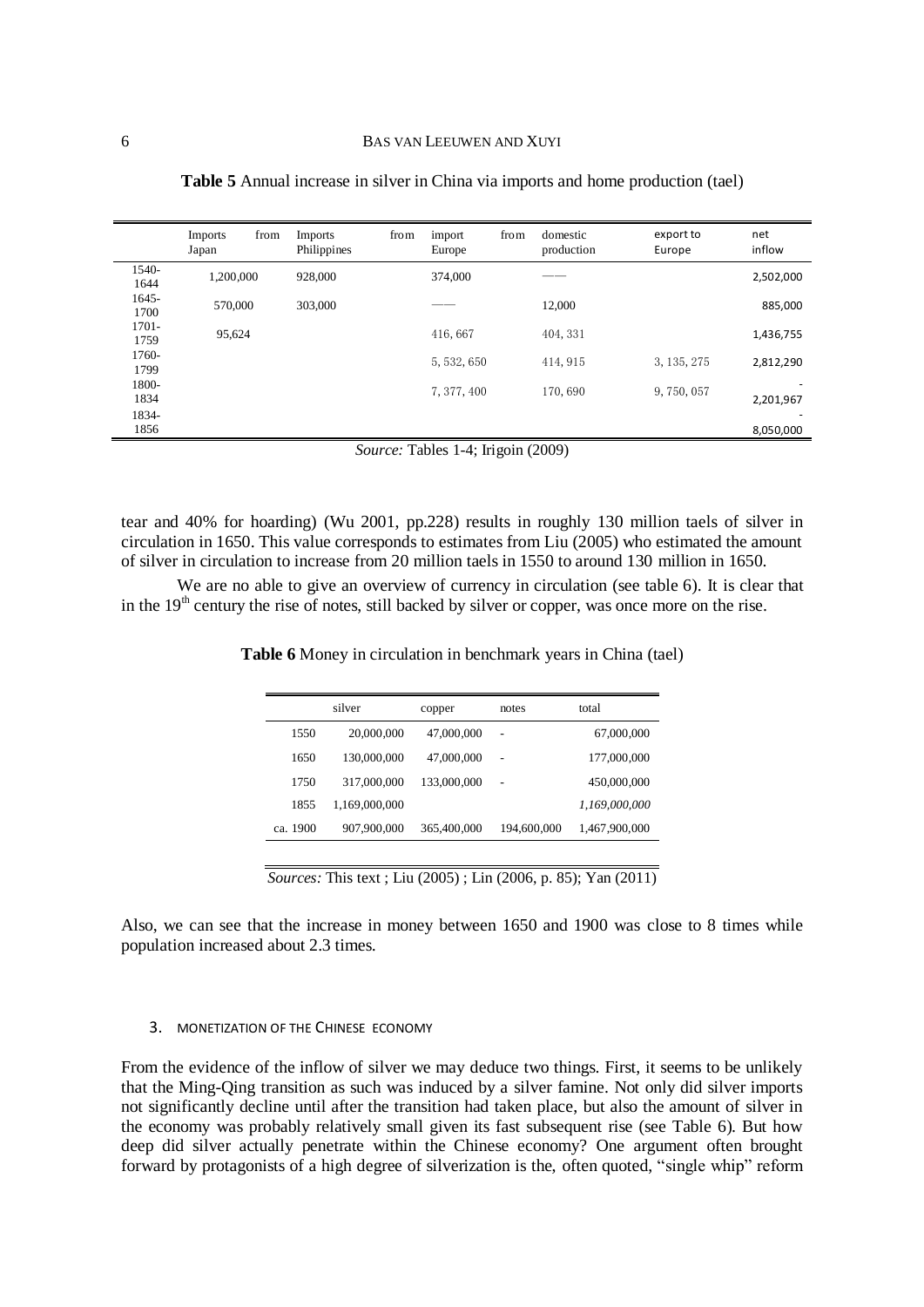**Table 5** Annual increase in silver in China via imports and home production (tael)

| | Imports from Japan | Imports from Philippines | import from Europe | domestic production | export to Europe | net inflow |
|---|---|---|---|---|---|---|
| 1540-1644 | 1,200,000 | 928,000 | 374,000 | —— | | 2,502,000 |
| 1645-1700 | 570,000 | 303,000 | —— | 12,000 | | 885,000 |
| 1701-1759 | 95,624 | | 416, 667 | 404, 331 | | 1,436,755 |
| 1760-1799 | | | 5, 532, 650 | 414, 915 | 3, 135, 275 | 2,812,290 |
| 1800-1834 | | | 7, 377, 400 | 170, 690 | 9, 750, 057 | -2,201,967 |
| 1834-1856 | | | | | | -8,050,000 |

*Source:* Tables 1-4; Irigoin (2009)

tear and 40% for hoarding) (Wu 2001, pp.228) results in roughly 130 million taels of silver in circulation in 1650. This value corresponds to estimates from Liu (2005) who estimated the amount of silver in circulation to increase from 20 million taels in 1550 to around 130 million in 1650.

We are no able to give an overview of currency in circulation (see table 6). It is clear that in the 19th century the rise of notes, still backed by silver or copper, was once more on the rise.

**Table 6** Money in circulation in benchmark years in China (tael)

| | silver | copper | notes | total |
|---|---|---|---|---|
| 1550 | 20,000,000 | 47,000,000 | - | 67,000,000 |
| 1650 | 130,000,000 | 47,000,000 | - | 177,000,000 |
| 1750 | 317,000,000 | 133,000,000 | - | 450,000,000 |
| 1855 | 1,169,000,000 | | | *1,169,000,000* |
| ca. 1900 | 907,900,000 | 365,400,000 | 194,600,000 | 1,467,900,000 |

*Sources:* This text ; Liu (2005) ; Lin (2006, p. 85); Yan (2011)

Also, we can see that the increase in money between 1650 and 1900 was close to 8 times while population increased about 2.3 times.

## 3. MONETIZATION OF THE CHINESE ECONOMY

From the evidence of the inflow of silver we may deduce two things. First, it seems to be unlikely that the Ming-Qing transition as such was induced by a silver famine. Not only did silver imports not significantly decline until after the transition had taken place, but also the amount of silver in the economy was probably relatively small given its fast subsequent rise (see Table 6). But how deep did silver actually penetrate within the Chinese economy? One argument often brought forward by protagonists of a high degree of silverization is the, often quoted, "single whip" reform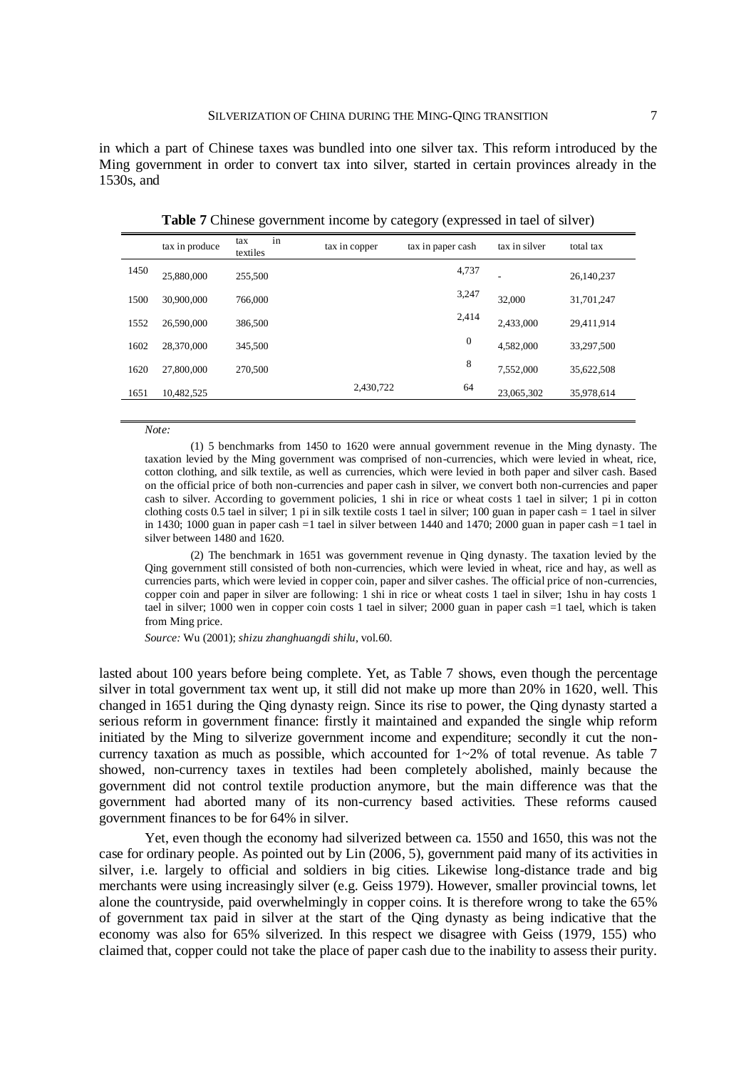in which a part of Chinese taxes was bundled into one silver tax. This reform introduced by the Ming government in order to convert tax into silver, started in certain provinces already in the 1530s, and

**Table 7** Chinese government income by category (expressed in tael of silver)

| | tax in produce | tax in textiles | tax in copper | tax in paper cash | tax in silver | total tax |
|---|---|---|---|---|---|---|
| 1450 | 25,880,000 | 255,500 | | 4,737 | - | 26,140,237 |
| 1500 | 30,900,000 | 766,000 | | 3,247 | 32,000 | 31,701,247 |
| 1552 | 26,590,000 | 386,500 | | 2,414 | 2,433,000 | 29,411,914 |
| 1602 | 28,370,000 | 345,500 | | 0 | 4,582,000 | 33,297,500 |
| 1620 | 27,800,000 | 270,500 | | 8 | 7,552,000 | 35,622,508 |
| 1651 | 10,482,525 | | 2,430,722 | 64 | 23,065,302 | 35,978,614 |

*Note:*

(1) 5 benchmarks from 1450 to 1620 were annual government revenue in the Ming dynasty. The taxation levied by the Ming government was comprised of non-currencies, which were levied in wheat, rice, cotton clothing, and silk textile, as well as currencies, which were levied in both paper and silver cash. Based on the official price of both non-currencies and paper cash in silver, we convert both non-currencies and paper cash to silver. According to government policies, 1 shi in rice or wheat costs 1 tael in silver; 1 pi in cotton clothing costs 0.5 tael in silver; 1 pi in silk textile costs 1 tael in silver; 100 guan in paper cash = 1 tael in silver in 1430; 1000 guan in paper cash =1 tael in silver between 1440 and 1470; 2000 guan in paper cash =1 tael in silver between 1480 and 1620.

(2) The benchmark in 1651 was government revenue in Qing dynasty. The taxation levied by the Qing government still consisted of both non-currencies, which were levied in wheat, rice and hay, as well as currencies parts, which were levied in copper coin, paper and silver cashes. The official price of non-currencies, copper coin and paper in silver are following: 1 shi in rice or wheat costs 1 tael in silver; 1shu in hay costs 1 tael in silver; 1000 wen in copper coin costs 1 tael in silver; 2000 guan in paper cash =1 tael, which is taken from Ming price.

*Source:* Wu (2001); *shizu zhanghuangdi shilu*, vol.60.

lasted about 100 years before being complete. Yet, as Table 7 shows, even though the percentage silver in total government tax went up, it still did not make up more than 20% in 1620, well. This changed in 1651 during the Qing dynasty reign. Since its rise to power, the Qing dynasty started a serious reform in government finance: firstly it maintained and expanded the single whip reform initiated by the Ming to silverize government income and expenditure; secondly it cut the non-currency taxation as much as possible, which accounted for 1~2% of total revenue. As table 7 showed, non-currency taxes in textiles had been completely abolished, mainly because the government did not control textile production anymore, but the main difference was that the government had aborted many of its non-currency based activities. These reforms caused government finances to be for 64% in silver.

Yet, even though the economy had silverized between ca. 1550 and 1650, this was not the case for ordinary people. As pointed out by Lin (2006, 5), government paid many of its activities in silver, i.e. largely to official and soldiers in big cities. Likewise long-distance trade and big merchants were using increasingly silver (e.g. Geiss 1979). However, smaller provincial towns, let alone the countryside, paid overwhelmingly in copper coins. It is therefore wrong to take the 65% of government tax paid in silver at the start of the Qing dynasty as being indicative that the economy was also for 65% silverized. In this respect we disagree with Geiss (1979, 155) who claimed that, copper could not take the place of paper cash due to the inability to assess their purity.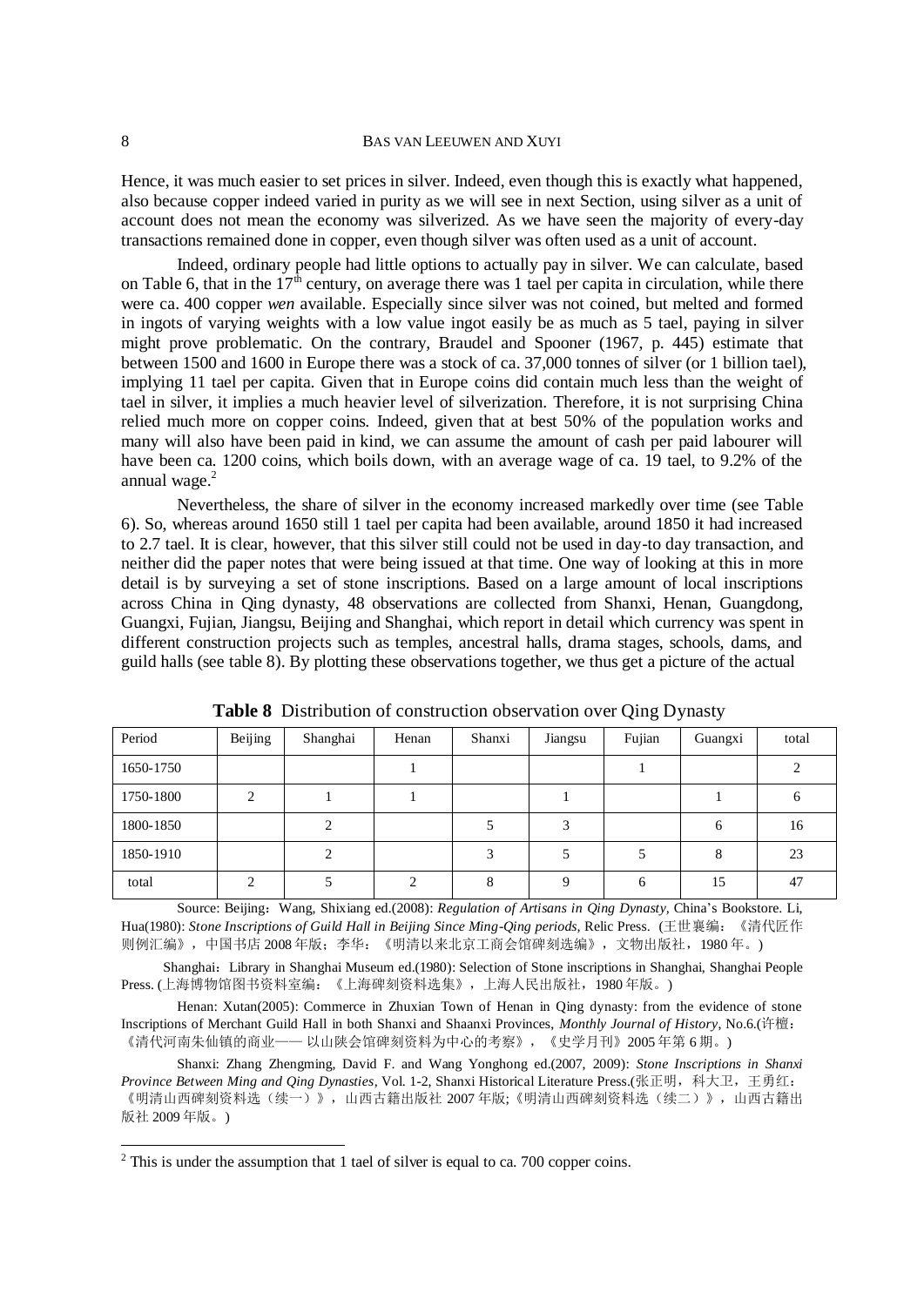Hence, it was much easier to set prices in silver. Indeed, even though this is exactly what happened, also because copper indeed varied in purity as we will see in next Section, using silver as a unit of account does not mean the economy was silverized. As we have seen the majority of every-day transactions remained done in copper, even though silver was often used as a unit of account.

Indeed, ordinary people had little options to actually pay in silver. We can calculate, based on Table 6, that in the 17th century, on average there was 1 tael per capita in circulation, while there were ca. 400 copper *wen* available. Especially since silver was not coined, but melted and formed in ingots of varying weights with a low value ingot easily be as much as 5 tael, paying in silver might prove problematic. On the contrary, Braudel and Spooner (1967, p. 445) estimate that between 1500 and 1600 in Europe there was a stock of ca. 37,000 tonnes of silver (or 1 billion tael), implying 11 tael per capita. Given that in Europe coins did contain much less than the weight of tael in silver, it implies a much heavier level of silverization. Therefore, it is not surprising China relied much more on copper coins. Indeed, given that at best 50% of the population works and many will also have been paid in kind, we can assume the amount of cash per paid labourer will have been ca. 1200 coins, which boils down, with an average wage of ca. 19 tael, to 9.2% of the annual wage.[2]

Nevertheless, the share of silver in the economy increased markedly over time (see Table 6). So, whereas around 1650 still 1 tael per capita had been available, around 1850 it had increased to 2.7 tael. It is clear, however, that this silver still could not be used in day-to day transaction, and neither did the paper notes that were being issued at that time. One way of looking at this in more detail is by surveying a set of stone inscriptions. Based on a large amount of local inscriptions across China in Qing dynasty, 48 observations are collected from Shanxi, Henan, Guangdong, Guangxi, Fujian, Jiangsu, Beijing and Shanghai, which report in detail which currency was spent in different construction projects such as temples, ancestral halls, drama stages, schools, dams, and guild halls (see table 8). By plotting these observations together, we thus get a picture of the actual

**Table 8** Distribution of construction observation over Qing Dynasty

| Period | Beijing | Shanghai | Henan | Shanxi | Jiangsu | Fujian | Guangxi | total |
|---|---|---|---|---|---|---|---|---|
| 1650-1750 | | | 1 | | | 1 | | 2 |
| 1750-1800 | 2 | 1 | 1 | | 1 | | 1 | 6 |
| 1800-1850 | | 2 | | 5 | 3 | | 6 | 16 |
| 1850-1910 | | 2 | | 3 | 5 | 5 | 8 | 23 |
| total | 2 | 5 | 2 | 8 | 9 | 6 | 15 | 47 |

Source: Beijing：Wang, Shixiang ed.(2008): *Regulation of Artisans in Qing Dynasty*, China's Bookstore. Li, Hua(1980): *Stone Inscriptions of Guild Hall in Beijing Since Ming-Qing periods*, Relic Press. (王世襄编：《清代匠作则例汇编》，中国书店 2008 年版；李华：《明清以来北京工商会馆碑刻选编》，文物出版社，1980 年。)

Shanghai：Library in Shanghai Museum ed.(1980): Selection of Stone inscriptions in Shanghai, Shanghai People Press. (上海博物馆图书资料室编：《上海碑刻资料选集》，上海人民出版社，1980 年版。)

Henan: Xutan(2005): Commerce in Zhuxian Town of Henan in Qing dynasty: from the evidence of stone Inscriptions of Merchant Guild Hall in both Shanxi and Shaanxi Provinces, *Monthly Journal of History*, No.6.(许檀：《清代河南朱仙镇的商业—— 以山陕会馆碑刻资料为中心的考察》，《史学月刊》2005 年第 6 期。)

Shanxi: Zhang Zhengming, David F. and Wang Yonghong ed.(2007, 2009): *Stone Inscriptions in Shanxi Province Between Ming and Qing Dynasties*, Vol. 1-2, Shanxi Historical Literature Press.(张正明，科大卫，王勇红：《明清山西碑刻资料选（续一）》，山西古籍出版社 2007 年版;《明清山西碑刻资料选（续二）》，山西古籍出版社 2009 年版。)

[2] This is under the assumption that 1 tael of silver is equal to ca. 700 copper coins.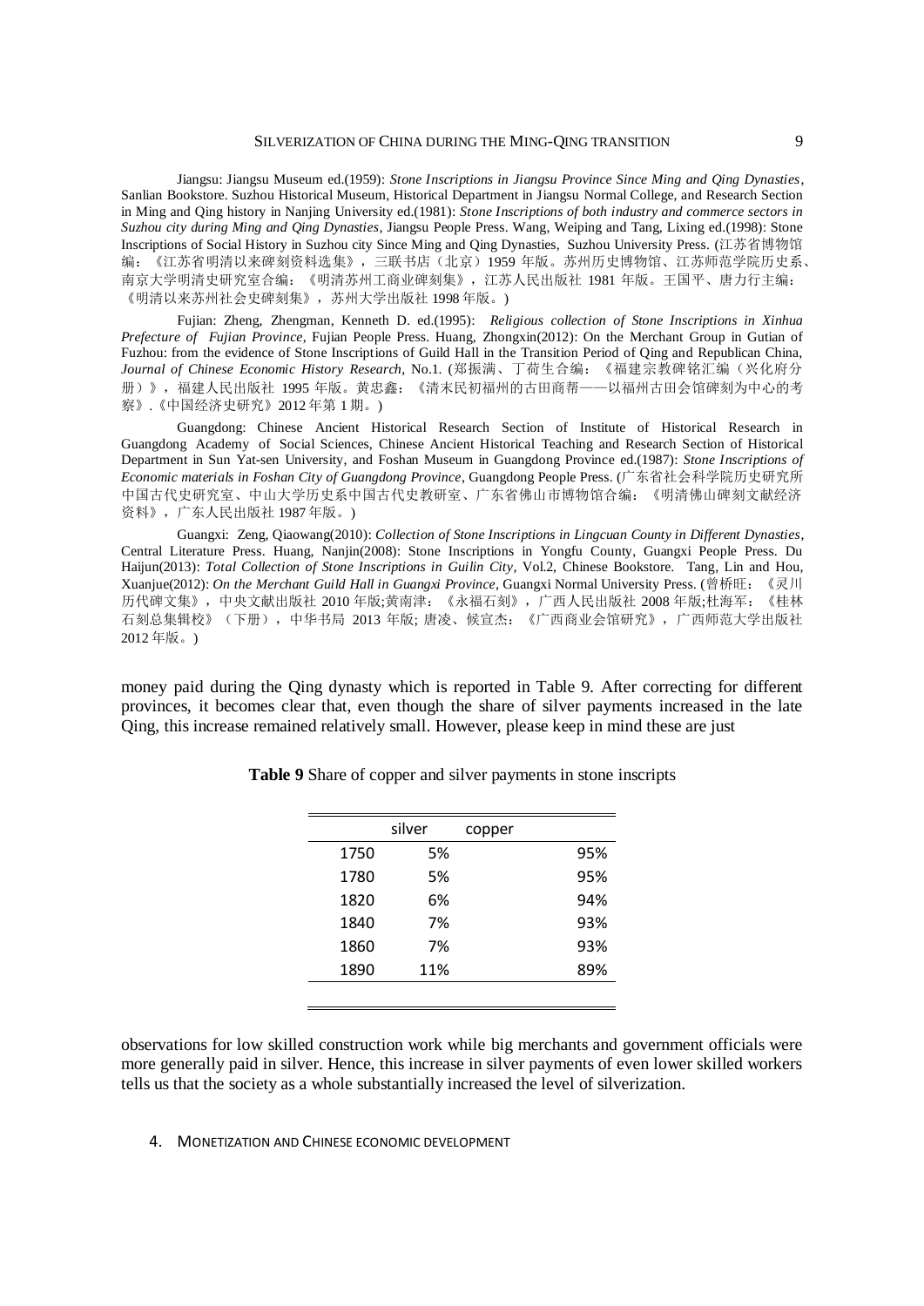Jiangsu: Jiangsu Museum ed.(1959): *Stone Inscriptions in Jiangsu Province Since Ming and Qing Dynasties*, Sanlian Bookstore. Suzhou Historical Museum, Historical Department in Jiangsu Normal College, and Research Section in Ming and Qing history in Nanjing University ed.(1981): *Stone Inscriptions of both industry and commerce sectors in Suzhou city during Ming and Qing Dynasties*, Jiangsu People Press. Wang, Weiping and Tang, Lixing ed.(1998): Stone Inscriptions of Social History in Suzhou city Since Ming and Qing Dynasties, Suzhou University Press. (江苏省博物馆编：《江苏省明清以来碑刻资料选集》，三联书店（北京）1959 年版。苏州历史博物馆、江苏师范学院历史系、南京大学明清史研究室合编：《明清苏州工商业碑刻集》，江苏人民出版社 1981 年版。王国平、唐力行主编：《明清以来苏州社会史碑刻集》，苏州大学出版社 1998 年版。)

Fujian: Zheng, Zhengman, Kenneth D. ed.(1995): *Religious collection of Stone Inscriptions in Xinhua Prefecture of Fujian Province*, Fujian People Press. Huang, Zhongxin(2012): On the Merchant Group in Gutian of Fuzhou: from the evidence of Stone Inscriptions of Guild Hall in the Transition Period of Qing and Republican China, *Journal of Chinese Economic History Research*, No.1. (郑振满、丁荷生合编：《福建宗教碑铭汇编（兴化府分册）》，福建人民出版社 1995 年版。黄忠鑫：《清末民初福州的古田商帮——以福州古田会馆碑刻为中心的考察》.《中国经济史研究》2012 年第 1 期。)

Guangdong: Chinese Ancient Historical Research Section of Institute of Historical Research in Guangdong Academy of Social Sciences, Chinese Ancient Historical Teaching and Research Section of Historical Department in Sun Yat-sen University, and Foshan Museum in Guangdong Province ed.(1987): *Stone Inscriptions of Economic materials in Foshan City of Guangdong Province*, Guangdong People Press. (广东省社会科学院历史研究所中国古代史研究室、中山大学历史系中国古代史教研室、广东省佛山市博物馆合编：《明清佛山碑刻文献经济资料》，广东人民出版社 1987 年版。)

Guangxi: Zeng, Qiaowang(2010): *Collection of Stone Inscriptions in Lingcuan County in Different Dynasties*, Central Literature Press. Huang, Nanjin(2008): Stone Inscriptions in Yongfu County, Guangxi People Press. Du Haijun(2013): *Total Collection of Stone Inscriptions in Guilin City*, Vol.2, Chinese Bookstore. Tang, Lin and Hou, Xuanjue(2012): *On the Merchant Guild Hall in Guangxi Province*, Guangxi Normal University Press. (曾桥旺：《灵川历代碑文集》，中央文献出版社 2010 年版;黄南津：《永福石刻》，广西人民出版社 2008 年版;杜海军：《桂林石刻总集辑校》（下册），中华书局 2013 年版; 唐凌、候宣杰：《广西商业会馆研究》，广西师范大学出版社 2012 年版。)

money paid during the Qing dynasty which is reported in Table 9. After correcting for different provinces, it becomes clear that, even though the share of silver payments increased in the late Qing, this increase remained relatively small. However, please keep in mind these are just

**Table 9** Share of copper and silver payments in stone inscripts

| | silver | copper |
|---|---|---|
| 1750 | 5% | 95% |
| 1780 | 5% | 95% |
| 1820 | 6% | 94% |
| 1840 | 7% | 93% |
| 1860 | 7% | 93% |
| 1890 | 11% | 89% |

observations for low skilled construction work while big merchants and government officials were more generally paid in silver. Hence, this increase in silver payments of even lower skilled workers tells us that the society as a whole substantially increased the level of silverization.

## 4. Monetization and Chinese economic development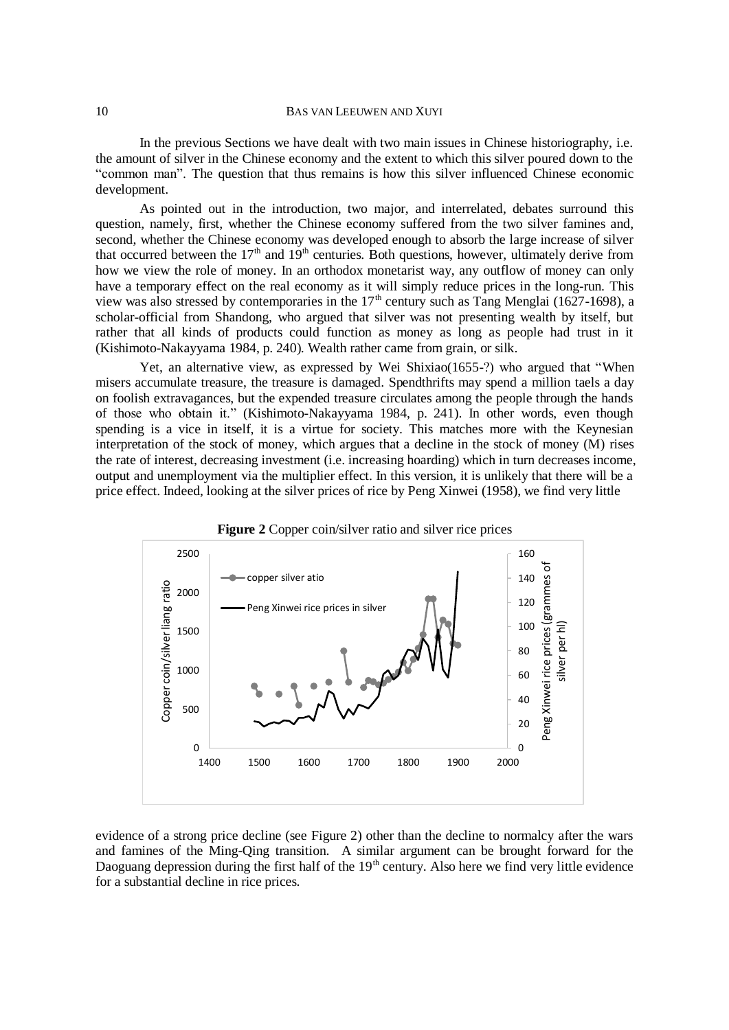In the previous Sections we have dealt with two main issues in Chinese historiography, i.e. the amount of silver in the Chinese economy and the extent to which this silver poured down to the "common man". The question that thus remains is how this silver influenced Chinese economic development.

As pointed out in the introduction, two major, and interrelated, debates surround this question, namely, first, whether the Chinese economy suffered from the two silver famines and, second, whether the Chinese economy was developed enough to absorb the large increase of silver that occurred between the 17th and 19th centuries. Both questions, however, ultimately derive from how we view the role of money. In an orthodox monetarist way, any outflow of money can only have a temporary effect on the real economy as it will simply reduce prices in the long-run. This view was also stressed by contemporaries in the 17th century such as Tang Menglai (1627-1698), a scholar-official from Shandong, who argued that silver was not presenting wealth by itself, but rather that all kinds of products could function as money as long as people had trust in it (Kishimoto-Nakayyama 1984, p. 240). Wealth rather came from grain, or silk.

Yet, an alternative view, as expressed by Wei Shixiao(1655-?) who argued that "When misers accumulate treasure, the treasure is damaged. Spendthrifts may spend a million taels a day on foolish extravagances, but the expended treasure circulates among the people through the hands of those who obtain it." (Kishimoto-Nakayyama 1984, p. 241). In other words, even though spending is a vice in itself, it is a virtue for society. This matches more with the Keynesian interpretation of the stock of money, which argues that a decline in the stock of money (M) rises the rate of interest, decreasing investment (i.e. increasing hoarding) which in turn decreases income, output and unemployment via the multiplier effect. In this version, it is unlikely that there will be a price effect. Indeed, looking at the silver prices of rice by Peng Xinwei (1958), we find very little

**Figure 2** Copper coin/silver ratio and silver rice prices

evidence of a strong price decline (see Figure 2) other than the decline to normalcy after the wars and famines of the Ming-Qing transition. A similar argument can be brought forward for the Daoguang depression during the first half of the 19th century. Also here we find very little evidence for a substantial decline in rice prices.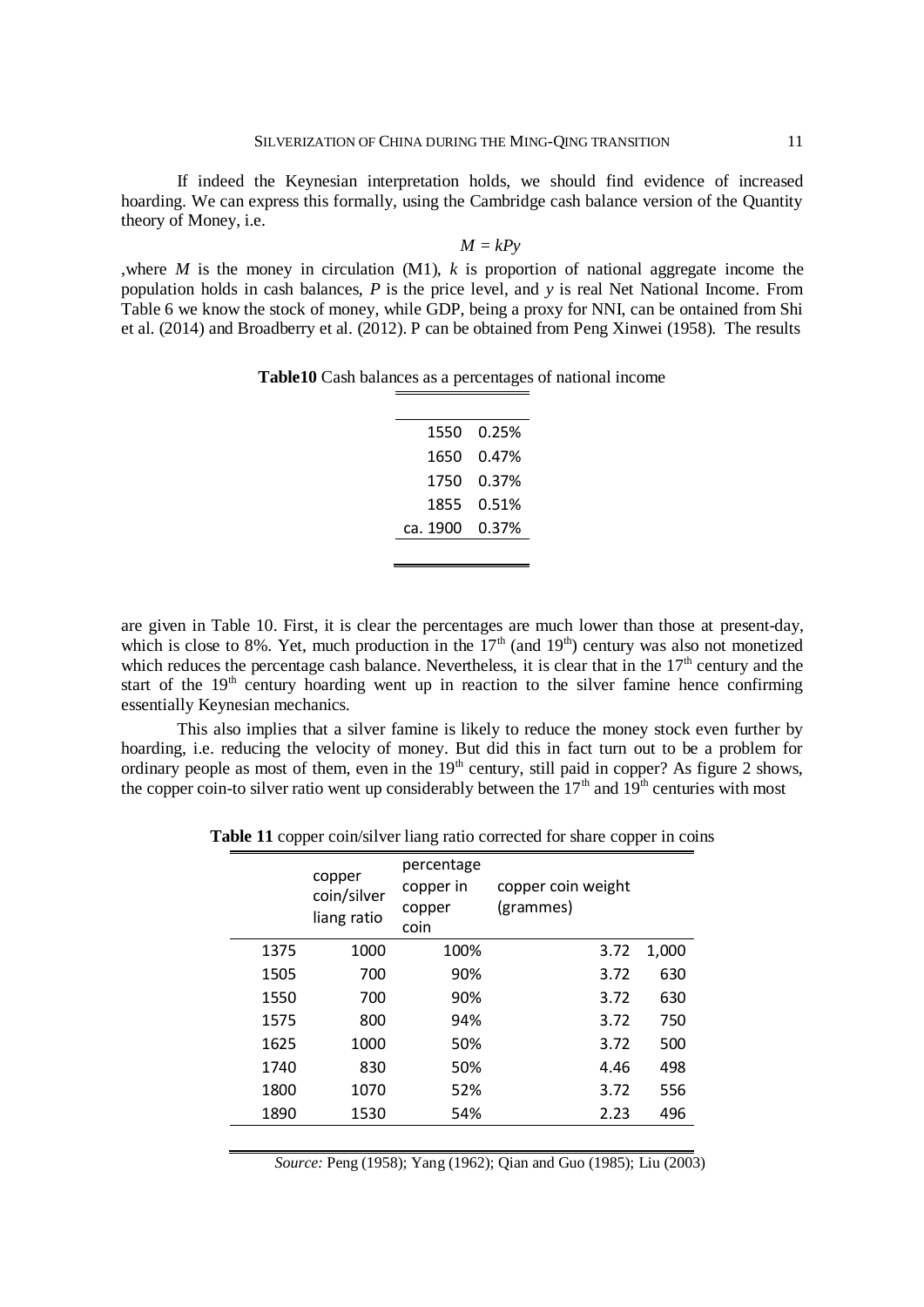If indeed the Keynesian interpretation holds, we should find evidence of increased hoarding. We can express this formally, using the Cambridge cash balance version of the Quantity theory of Money, i.e.

$$M = kPy$$

,where $M$ is the money in circulation (M1), $k$ is proportion of national aggregate income the population holds in cash balances, $P$ is the price level, and $y$ is real Net National Income. From Table 6 we know the stock of money, while GDP, being a proxy for NNI, can be ontained from Shi et al. (2014) and Broadberry et al. (2012). P can be obtained from Peng Xinwei (1958). The results are given in Table 10. First, it is clear the percentages are much lower than those at present-day, which is close to 8%. Yet, much production in the 17th (and 19th) century was also not monetized which reduces the percentage cash balance. Nevertheless, it is clear that in the 17th century and the start of the 19th century hoarding went up in reaction to the silver famine hence confirming essentially Keynesian mechanics.

**Table10** Cash balances as a percentages of national income

| | |
|---|---|
| 1550 | 0.25% |
| 1650 | 0.47% |
| 1750 | 0.37% |
| 1855 | 0.51% |
| ca. 1900 | 0.37% |

This also implies that a silver famine is likely to reduce the money stock even further by hoarding, i.e. reducing the velocity of money. But did this in fact turn out to be a problem for ordinary people as most of them, even in the 19th century, still paid in copper? As figure 2 shows, the copper coin-to silver ratio went up considerably between the 17th and 19th centuries with most

**Table 11** copper coin/silver liang ratio corrected for share copper in coins

| | copper coin/silver liang ratio | percentage copper in copper coin | copper coin weight (grammes) | |
|---|---|---|---|---|
| 1375 | 1000 | 100% | 3.72 | 1,000 |
| 1505 | 700 | 90% | 3.72 | 630 |
| 1550 | 700 | 90% | 3.72 | 630 |
| 1575 | 800 | 94% | 3.72 | 750 |
| 1625 | 1000 | 50% | 3.72 | 500 |
| 1740 | 830 | 50% | 4.46 | 498 |
| 1800 | 1070 | 52% | 3.72 | 556 |
| 1890 | 1530 | 54% | 2.23 | 496 |

*Source:* Peng (1958); Yang (1962); Qian and Guo (1985); Liu (2003)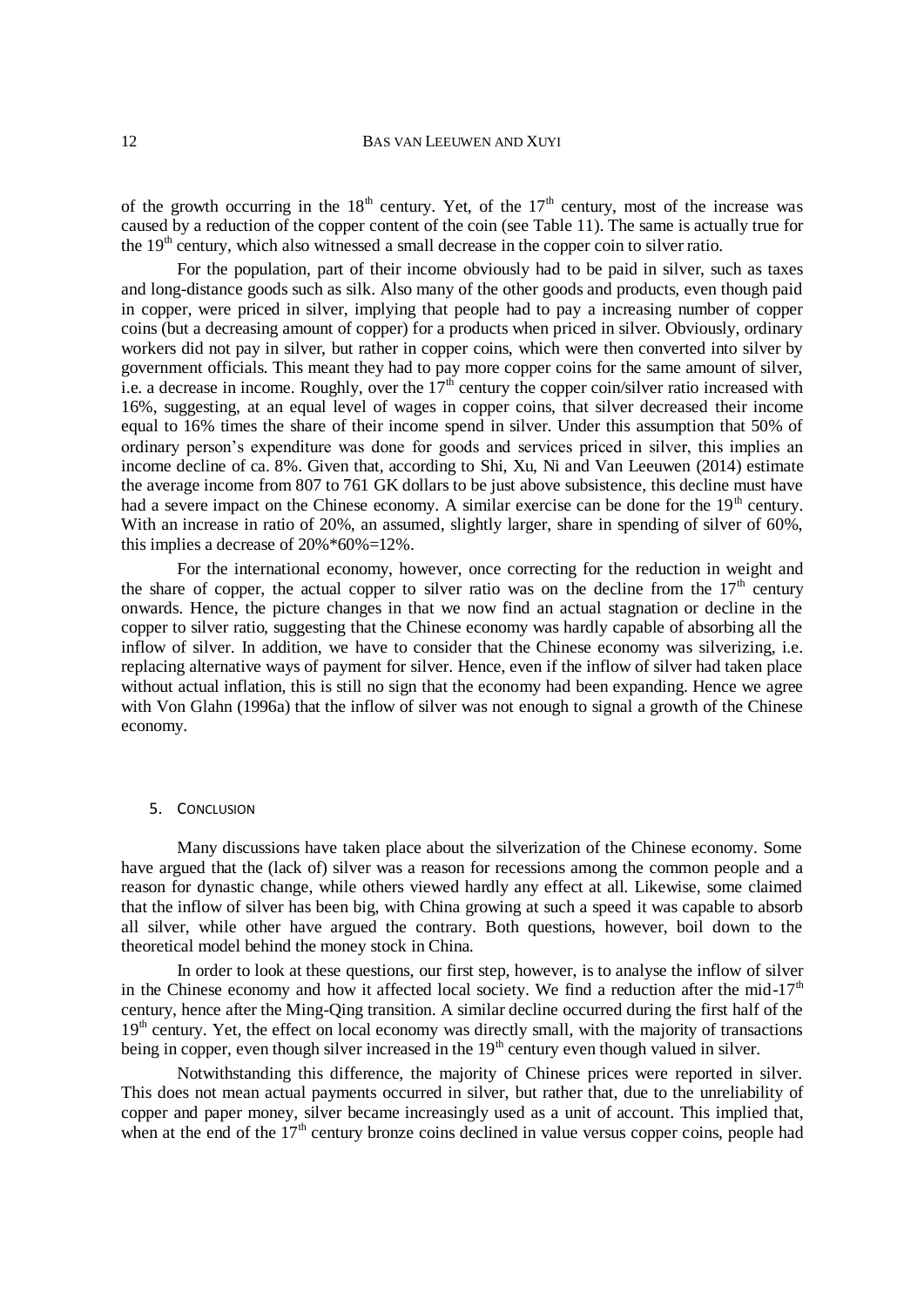of the growth occurring in the 18th century. Yet, of the 17th century, most of the increase was caused by a reduction of the copper content of the coin (see Table 11). The same is actually true for the 19th century, which also witnessed a small decrease in the copper coin to silver ratio.

For the population, part of their income obviously had to be paid in silver, such as taxes and long-distance goods such as silk. Also many of the other goods and products, even though paid in copper, were priced in silver, implying that people had to pay a increasing number of copper coins (but a decreasing amount of copper) for a products when priced in silver. Obviously, ordinary workers did not pay in silver, but rather in copper coins, which were then converted into silver by government officials. This meant they had to pay more copper coins for the same amount of silver, i.e. a decrease in income. Roughly, over the 17th century the copper coin/silver ratio increased with 16%, suggesting, at an equal level of wages in copper coins, that silver decreased their income equal to 16% times the share of their income spend in silver. Under this assumption that 50% of ordinary person's expenditure was done for goods and services priced in silver, this implies an income decline of ca. 8%. Given that, according to Shi, Xu, Ni and Van Leeuwen (2014) estimate the average income from 807 to 761 GK dollars to be just above subsistence, this decline must have had a severe impact on the Chinese economy. A similar exercise can be done for the 19th century. With an increase in ratio of 20%, an assumed, slightly larger, share in spending of silver of 60%, this implies a decrease of 20%*60%=12%.

For the international economy, however, once correcting for the reduction in weight and the share of copper, the actual copper to silver ratio was on the decline from the 17th century onwards. Hence, the picture changes in that we now find an actual stagnation or decline in the copper to silver ratio, suggesting that the Chinese economy was hardly capable of absorbing all the inflow of silver. In addition, we have to consider that the Chinese economy was silverizing, i.e. replacing alternative ways of payment for silver. Hence, even if the inflow of silver had taken place without actual inflation, this is still no sign that the economy had been expanding. Hence we agree with Von Glahn (1996a) that the inflow of silver was not enough to signal a growth of the Chinese economy.

## 5. Conclusion

Many discussions have taken place about the silverization of the Chinese economy. Some have argued that the (lack of) silver was a reason for recessions among the common people and a reason for dynastic change, while others viewed hardly any effect at all. Likewise, some claimed that the inflow of silver has been big, with China growing at such a speed it was capable to absorb all silver, while other have argued the contrary. Both questions, however, boil down to the theoretical model behind the money stock in China.

In order to look at these questions, our first step, however, is to analyse the inflow of silver in the Chinese economy and how it affected local society. We find a reduction after the mid-17th century, hence after the Ming-Qing transition. A similar decline occurred during the first half of the 19th century. Yet, the effect on local economy was directly small, with the majority of transactions being in copper, even though silver increased in the 19th century even though valued in silver.

Notwithstanding this difference, the majority of Chinese prices were reported in silver. This does not mean actual payments occurred in silver, but rather that, due to the unreliability of copper and paper money, silver became increasingly used as a unit of account. This implied that, when at the end of the 17th century bronze coins declined in value versus copper coins, people had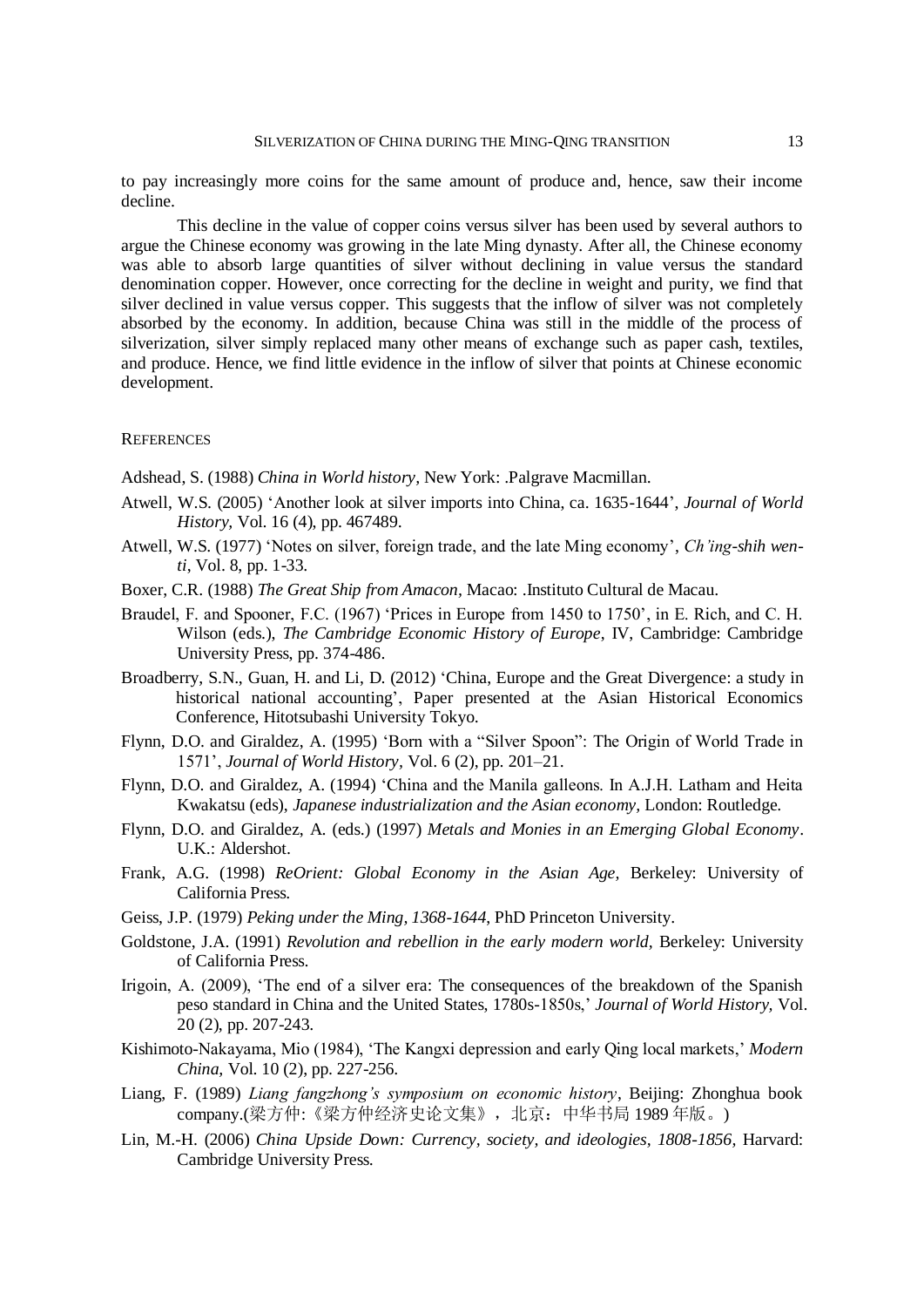to pay increasingly more coins for the same amount of produce and, hence, saw their income decline.

This decline in the value of copper coins versus silver has been used by several authors to argue the Chinese economy was growing in the late Ming dynasty. After all, the Chinese economy was able to absorb large quantities of silver without declining in value versus the standard denomination copper. However, once correcting for the decline in weight and purity, we find that silver declined in value versus copper. This suggests that the inflow of silver was not completely absorbed by the economy. In addition, because China was still in the middle of the process of silverization, silver simply replaced many other means of exchange such as paper cash, textiles, and produce. Hence, we find little evidence in the inflow of silver that points at Chinese economic development.

## REFERENCES

Adshead, S. (1988) *China in World history*, New York: .Palgrave Macmillan.

Atwell, W.S. (2005) 'Another look at silver imports into China, ca. 1635-1644', *Journal of World History*, Vol. 16 (4), pp. 467489.

Atwell, W.S. (1977) 'Notes on silver, foreign trade, and the late Ming economy', *Ch'ing-shih wen-ti*, Vol. 8, pp. 1-33.

Boxer, C.R. (1988) *The Great Ship from Amacon*, Macao: .Instituto Cultural de Macau.

Braudel, F. and Spooner, F.C. (1967) 'Prices in Europe from 1450 to 1750', in E. Rich, and C. H. Wilson (eds.), *The Cambridge Economic History of Europe*, IV, Cambridge: Cambridge University Press, pp. 374-486.

Broadberry, S.N., Guan, H. and Li, D. (2012) 'China, Europe and the Great Divergence: a study in historical national accounting', Paper presented at the Asian Historical Economics Conference, Hitotsubashi University Tokyo.

Flynn, D.O. and Giraldez, A. (1995) 'Born with a "Silver Spoon": The Origin of World Trade in 1571', *Journal of World History*, Vol. 6 (2), pp. 201–21.

Flynn, D.O. and Giraldez, A. (1994) 'China and the Manila galleons. In A.J.H. Latham and Heita Kwakatsu (eds), *Japanese industrialization and the Asian economy*, London: Routledge.

Flynn, D.O. and Giraldez, A. (eds.) (1997) *Metals and Monies in an Emerging Global Economy*. U.K.: Aldershot.

Frank, A.G. (1998) *ReOrient: Global Economy in the Asian Age*, Berkeley: University of California Press.

Geiss, J.P. (1979) *Peking under the Ming, 1368-1644*, PhD Princeton University.

Goldstone, J.A. (1991) *Revolution and rebellion in the early modern world*, Berkeley: University of California Press.

Irigoin, A. (2009), 'The end of a silver era: The consequences of the breakdown of the Spanish peso standard in China and the United States, 1780s-1850s,' *Journal of World History*, Vol. 20 (2), pp. 207-243.

Kishimoto-Nakayama, Mio (1984), 'The Kangxi depression and early Qing local markets,' *Modern China*, Vol. 10 (2), pp. 227-256.

Liang, F. (1989) *Liang fangzhong's symposium on economic history*, Beijing: Zhonghua book company.(梁方仲:《梁方仲经济史论文集》，北京：中华书局 1989 年版。)

Lin, M.-H. (2006) *China Upside Down: Currency, society, and ideologies, 1808-1856*, Harvard: Cambridge University Press.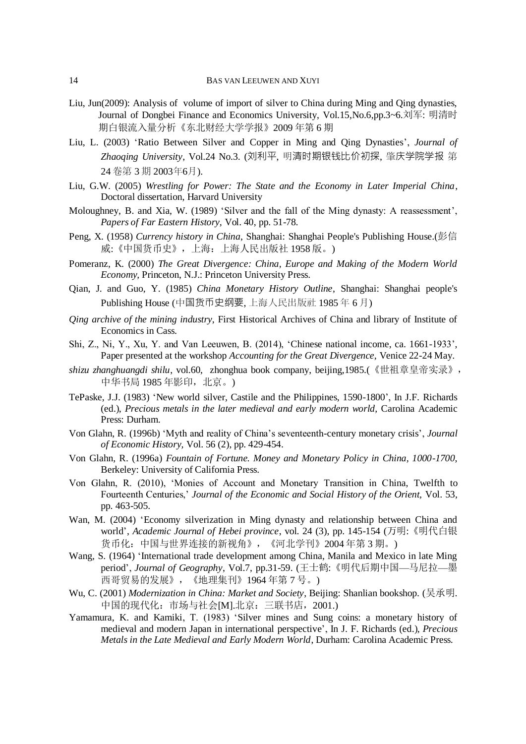Liu, Jun(2009): Analysis of volume of import of silver to China during Ming and Qing dynasties, Journal of Dongbei Finance and Economics University, Vol.15,No.6,pp.3~6.刘军: 明清时期白银流入量分析《东北财经大学学报》2009 年第 6 期

Liu, L. (2003) 'Ratio Between Silver and Copper in Ming and Qing Dynasties', *Journal of Zhaoqing University*, Vol.24 No.3. (刘利平, 明清时期银钱比价初探, 肇庆学院学报 第 24 卷第 3 期 2003年6月).

Liu, G.W. (2005) *Wrestling for Power: The State and the Economy in Later Imperial China*, Doctoral dissertation, Harvard University

Moloughney, B. and Xia, W. (1989) 'Silver and the fall of the Ming dynasty: A reassessment', *Papers of Far Eastern History,* Vol. 40, pp. 51-78.

Peng, X. (1958) *Currency history in China*, Shanghai: Shanghai People's Publishing House.(彭信威:《中国货币史》，上海：上海人民出版社 1958 版。)

Pomeranz, K. (2000) *The Great Divergence: China, Europe and Making of the Modern World Economy,* Princeton, N.J.: Princeton University Press.

Qian, J. and Guo, Y. (1985) *China Monetary History Outline*, Shanghai: Shanghai people's Publishing House (中国货币史纲要, 上海人民出版社 1985 年 6 月)

*Qing archive of the mining industry*, First Historical Archives of China and library of Institute of Economics in Cass.

Shi, Z., Ni, Y., Xu, Y. and Van Leeuwen, B. (2014), 'Chinese national income, ca. 1661-1933', Paper presented at the workshop *Accounting for the Great Divergence*, Venice 22-24 May.

*shizu zhanghuangdi shilu*, vol.60, zhonghua book company, beijing,1985.(《世祖章皇帝实录》，中华书局 1985 年影印，北京。)

TePaske, J.J. (1983) 'New world silver, Castile and the Philippines, 1590-1800', In J.F. Richards (ed.), *Precious metals in the later medieval and early modern world,* Carolina Academic Press: Durham.

Von Glahn, R. (1996b) 'Myth and reality of China's seventeenth-century monetary crisis', *Journal of Economic History,* Vol. 56 (2), pp. 429-454.

Von Glahn, R. (1996a) *Fountain of Fortune. Money and Monetary Policy in China, 1000-1700,* Berkeley: University of California Press.

Von Glahn, R. (2010), 'Monies of Account and Monetary Transition in China, Twelfth to Fourteenth Centuries,' *Journal of the Economic and Social History of the Orient*, Vol. 53, pp. 463-505.

Wan, M. (2004) 'Economy silverization in Ming dynasty and relationship between China and world', *Academic Journal of Hebei province*, vol. 24 (3), pp. 145-154 (万明:《明代白银货币化：中国与世界连接的新视角》，《河北学刊》2004 年第 3 期。)

Wang, S. (1964) 'International trade development among China, Manila and Mexico in late Ming period', *Journal of Geography*, Vol.7, pp.31-59. (王士鹤:《明代后期中国—马尼拉—墨西哥贸易的发展》，《地理集刊》1964 年第 7 号。)

Wu, C. (2001) *Modernization in China: Market and Society*, Beijing: Shanlian bookshop. (吴承明. 中国的现代化：市场与社会[M].北京：三联书店，2001.)

Yamamura, K. and Kamiki, T. (1983) 'Silver mines and Sung coins: a monetary history of medieval and modern Japan in international perspective', In J. F. Richards (ed.), *Precious Metals in the Late Medieval and Early Modern World*, Durham: Carolina Academic Press.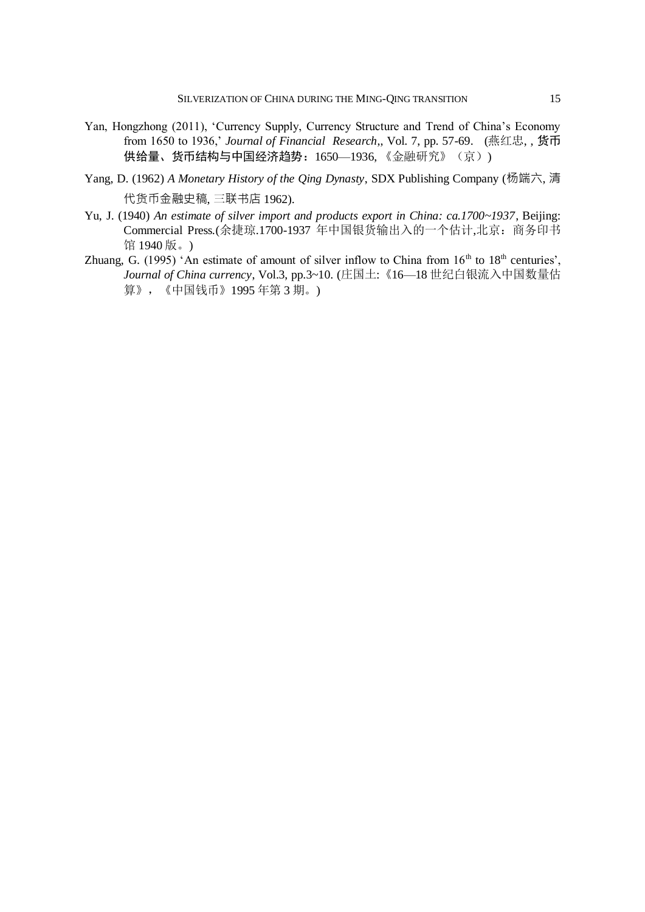Yan, Hongzhong (2011), 'Currency Supply, Currency Structure and Trend of China's Economy from 1650 to 1936,' *Journal of Financial Research*,, Vol. 7, pp. 57-69. (燕红忠, , **货币供给量、货币结构与中国经济趋势**：1650—1936, 《金融研究》（京）)

Yang, D. (1962) *A Monetary History of the Qing Dynasty*, SDX Publishing Company (杨端六, 清代货币金融史稿, 三联书店 1962).

Yu, J. (1940) *An estimate of silver import and products export in China: ca.1700~1937*, Beijing: Commercial Press.(余捷琼.1700-1937 年中国银货输出入的一个估计,北京：商务印书馆 1940 版。)

Zhuang, G. (1995) 'An estimate of amount of silver inflow to China from 16th to 18th centuries', *Journal of China currency*, Vol.3, pp.3~10. (庄国土:《16—18 世纪白银流入中国数量估算》，《中国钱币》1995 年第 3 期。)